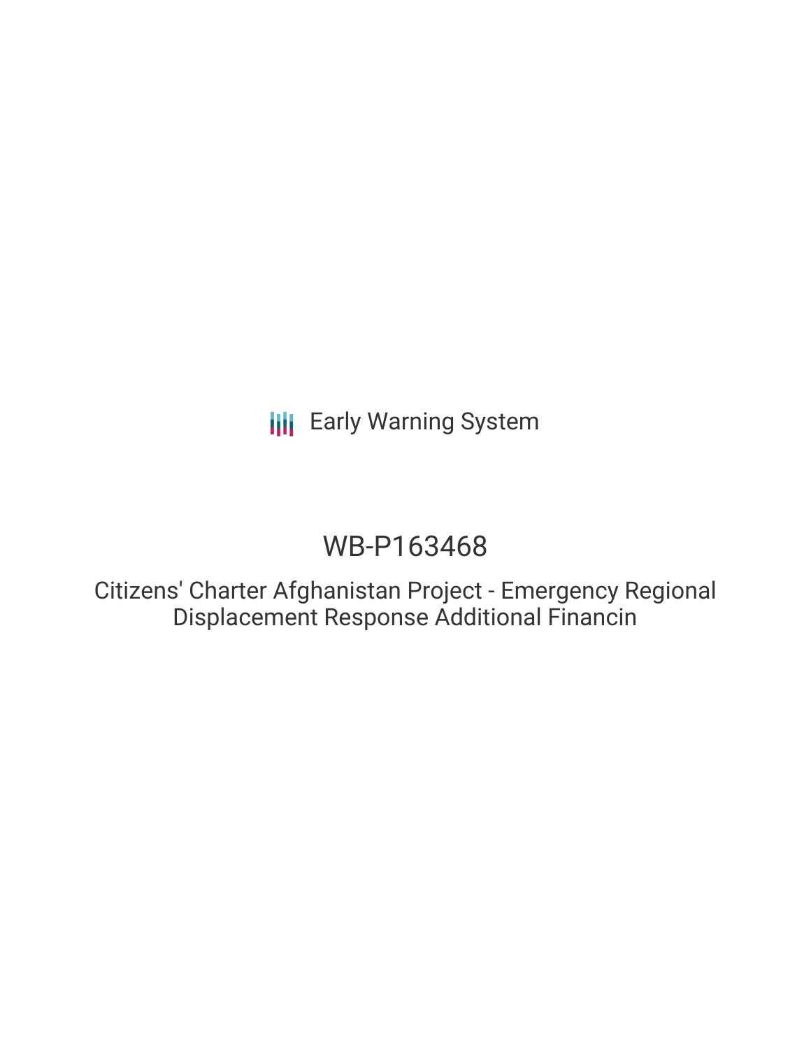Early Warning System

# WB-P163468

## Citizens' Charter Afghanistan Project - Emergency Regional Displacement Response Additional Financin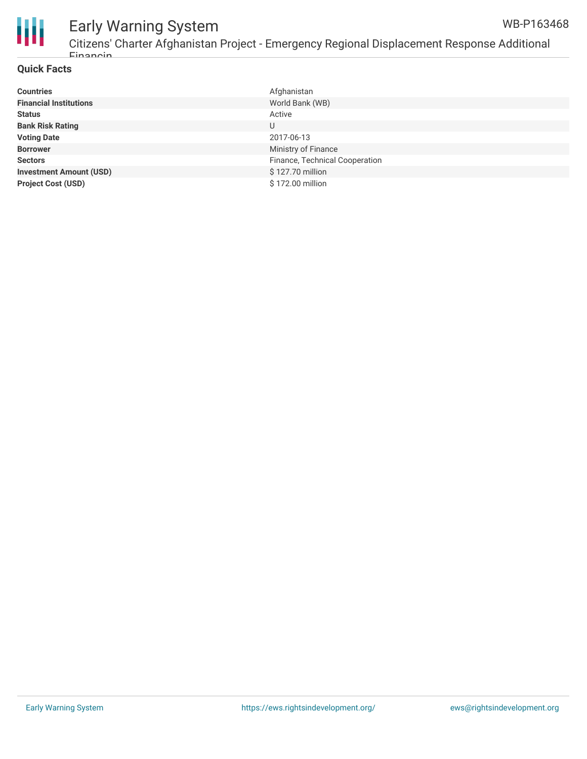## Quick Facts

| | |
|---|---|
| **Countries** | Afghanistan |
| **Financial Institutions** | World Bank (WB) |
| **Status** | Active |
| **Bank Risk Rating** | U |
| **Voting Date** | 2017-06-13 |
| **Borrower** | Ministry of Finance |
| **Sectors** | Finance, Technical Cooperation |
| **Investment Amount (USD)** | $ 127.70 million |
| **Project Cost (USD)** | $ 172.00 million |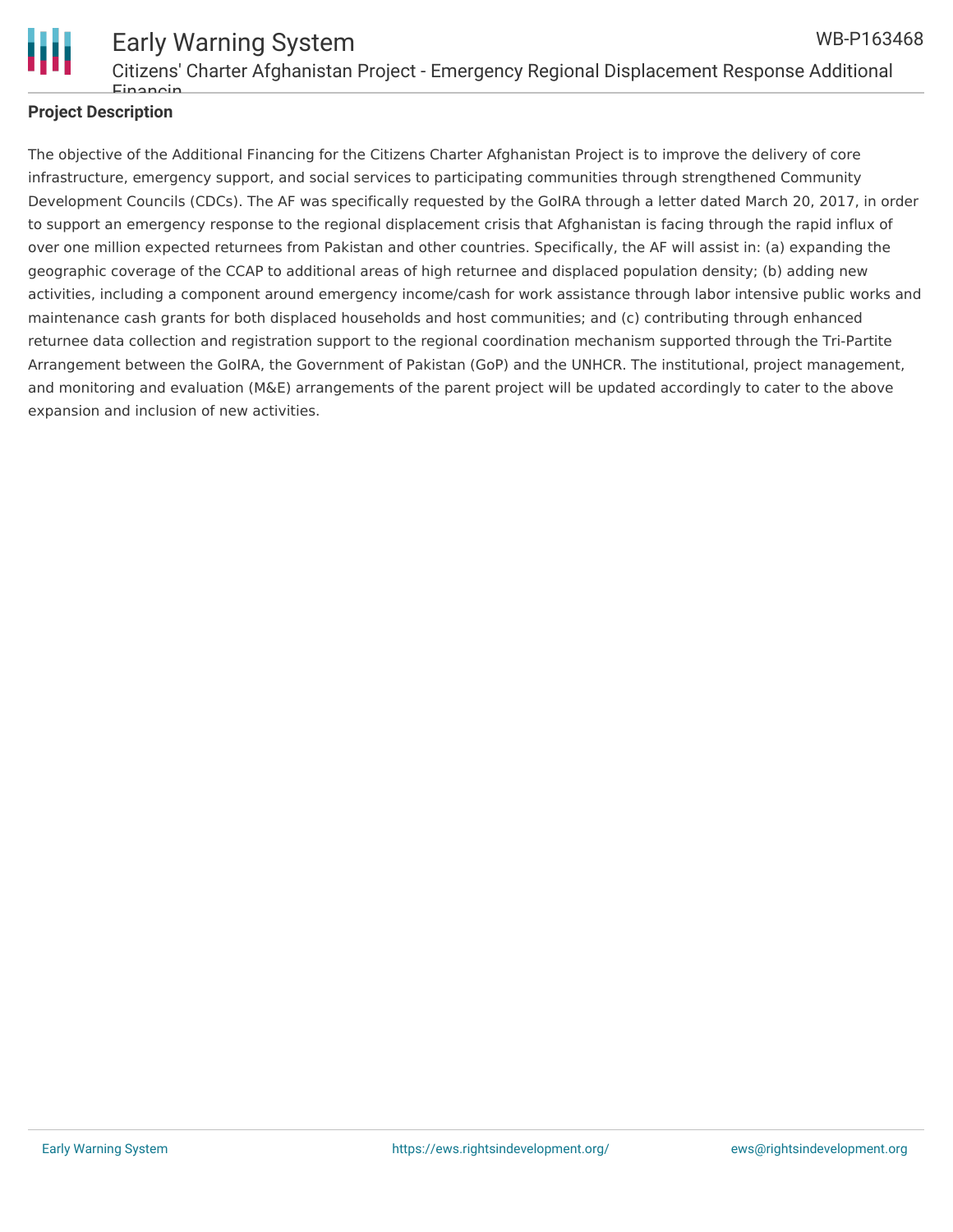**Project Description**

The objective of the Additional Financing for the Citizens Charter Afghanistan Project is to improve the delivery of core infrastructure, emergency support, and social services to participating communities through strengthened Community Development Councils (CDCs). The AF was specifically requested by the GoIRA through a letter dated March 20, 2017, in order to support an emergency response to the regional displacement crisis that Afghanistan is facing through the rapid influx of over one million expected returnees from Pakistan and other countries. Specifically, the AF will assist in: (a) expanding the geographic coverage of the CCAP to additional areas of high returnee and displaced population density; (b) adding new activities, including a component around emergency income/cash for work assistance through labor intensive public works and maintenance cash grants for both displaced households and host communities; and (c) contributing through enhanced returnee data collection and registration support to the regional coordination mechanism supported through the Tri-Partite Arrangement between the GoIRA, the Government of Pakistan (GoP) and the UNHCR. The institutional, project management, and monitoring and evaluation (M&E) arrangements of the parent project will be updated accordingly to cater to the above expansion and inclusion of new activities.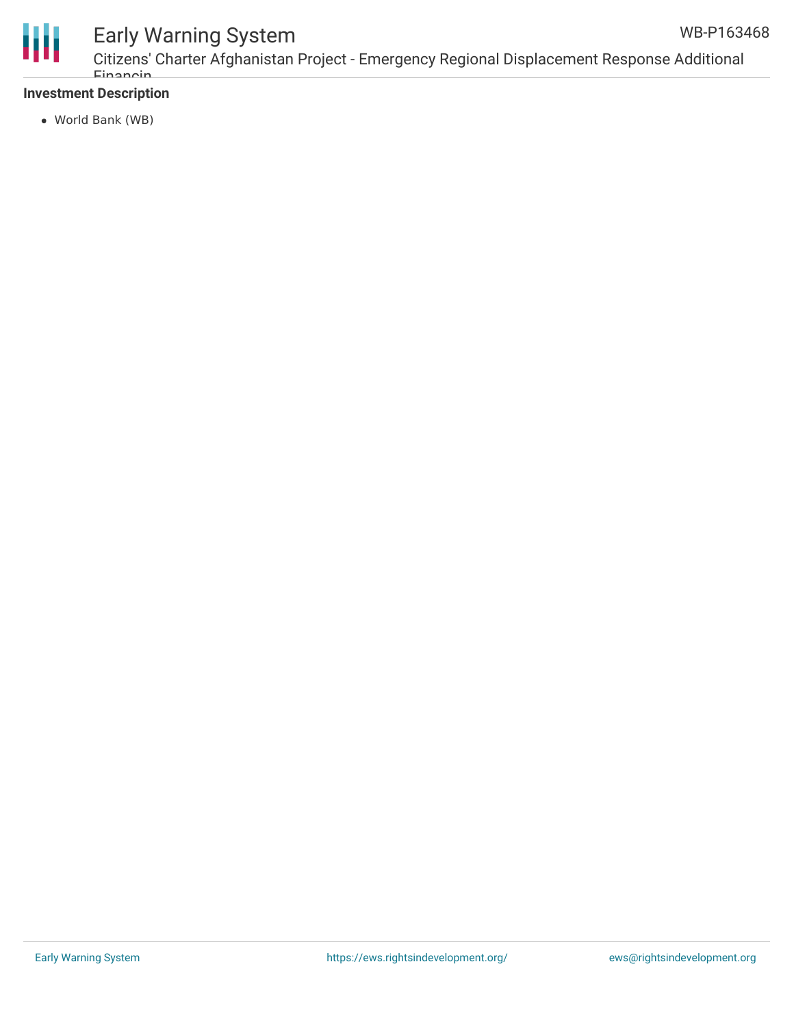**Investment Description**

- World Bank (WB)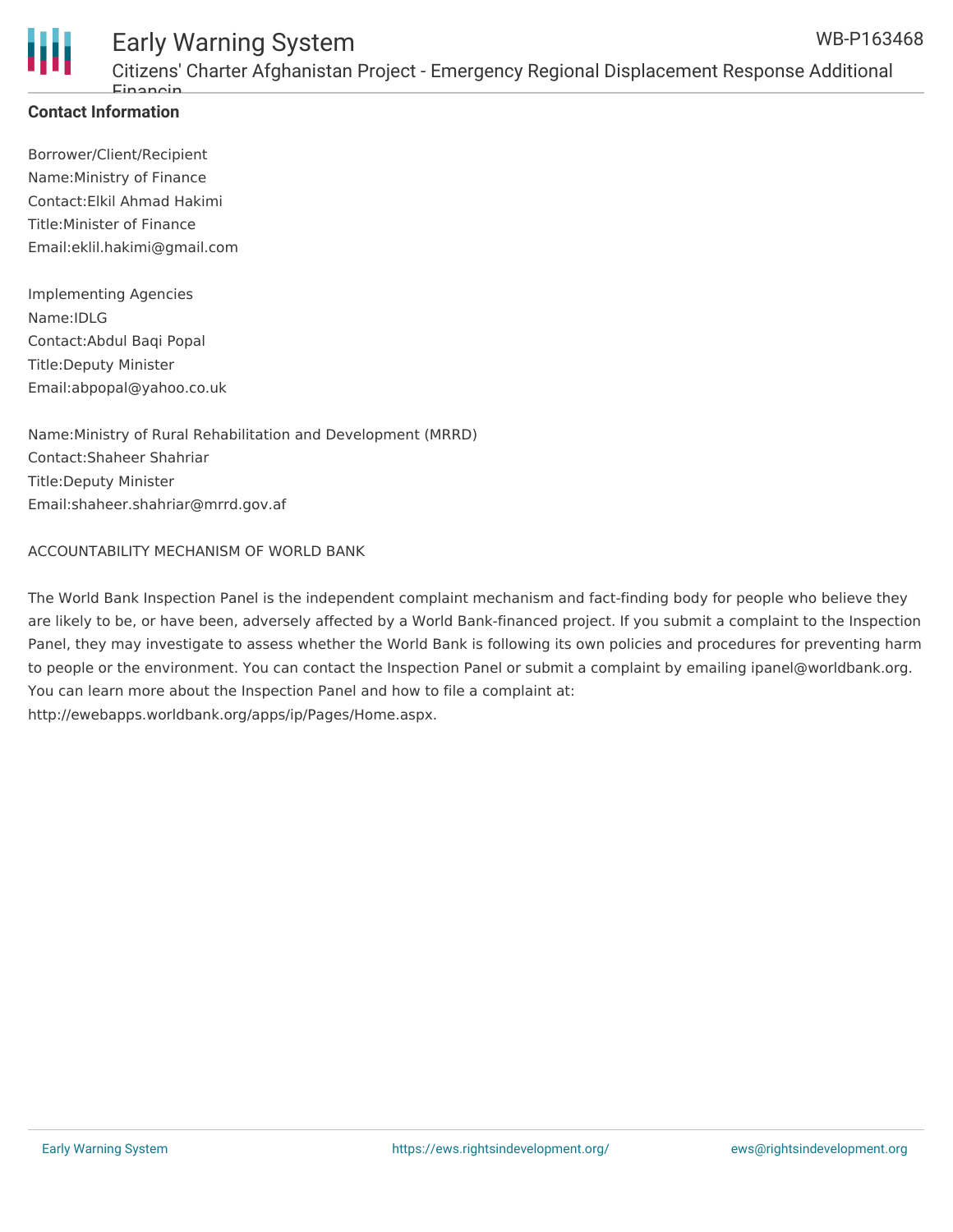**Contact Information**

Borrower/Client/Recipient
Name:Ministry of Finance
Contact:Elkil Ahmad Hakimi
Title:Minister of Finance
Email:eklil.hakimi@gmail.com

Implementing Agencies
Name:IDLG
Contact:Abdul Baqi Popal
Title:Deputy Minister
Email:abpopal@yahoo.co.uk

Name:Ministry of Rural Rehabilitation and Development (MRRD)
Contact:Shaheer Shahriar
Title:Deputy Minister
Email:shaheer.shahriar@mrrd.gov.af

ACCOUNTABILITY MECHANISM OF WORLD BANK

The World Bank Inspection Panel is the independent complaint mechanism and fact-finding body for people who believe they are likely to be, or have been, adversely affected by a World Bank-financed project. If you submit a complaint to the Inspection Panel, they may investigate to assess whether the World Bank is following its own policies and procedures for preventing harm to people or the environment. You can contact the Inspection Panel or submit a complaint by emailing ipanel@worldbank.org. You can learn more about the Inspection Panel and how to file a complaint at: http://ewebapps.worldbank.org/apps/ip/Pages/Home.aspx.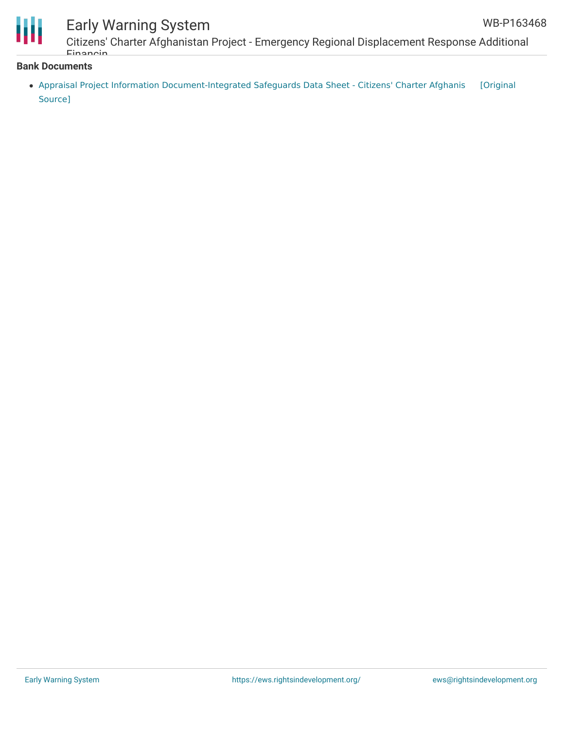## Bank Documents

- Appraisal Project Information Document-Integrated Safeguards Data Sheet - Citizens' Charter Afghanis [Original Source]